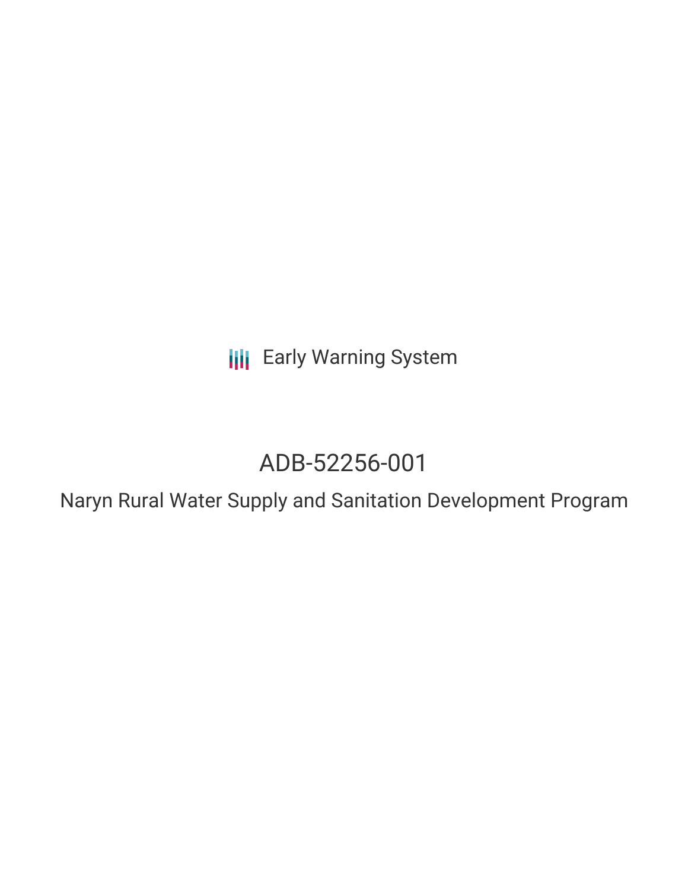Early Warning System

# ADB-52256-001

## Naryn Rural Water Supply and Sanitation Development Program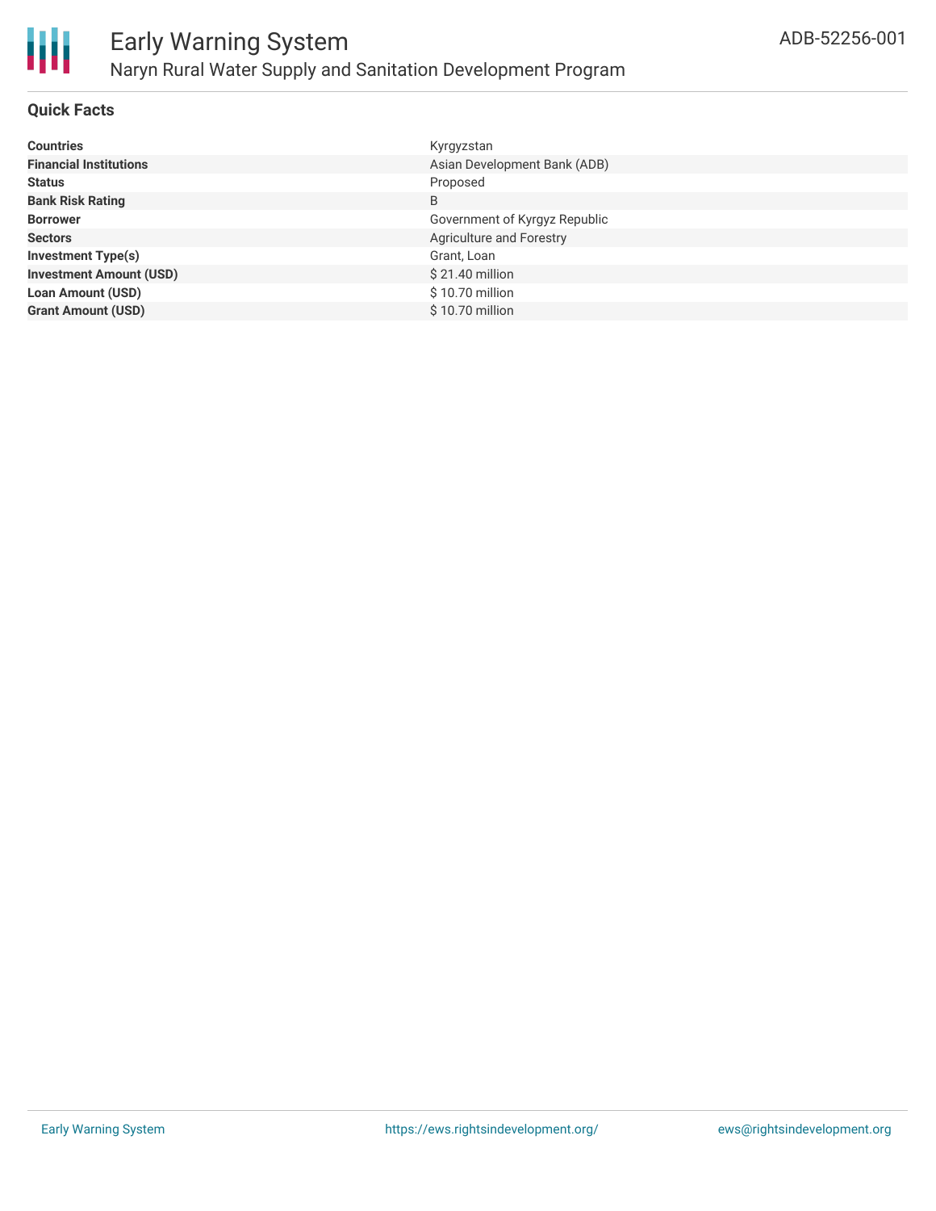## Quick Facts

| | |
|---|---|
| **Countries** | Kyrgyzstan |
| **Financial Institutions** | Asian Development Bank (ADB) |
| **Status** | Proposed |
| **Bank Risk Rating** | B |
| **Borrower** | Government of Kyrgyz Republic |
| **Sectors** | Agriculture and Forestry |
| **Investment Type(s)** | Grant, Loan |
| **Investment Amount (USD)** | $ 21.40 million |
| **Loan Amount (USD)** | $ 10.70 million |
| **Grant Amount (USD)** | $ 10.70 million |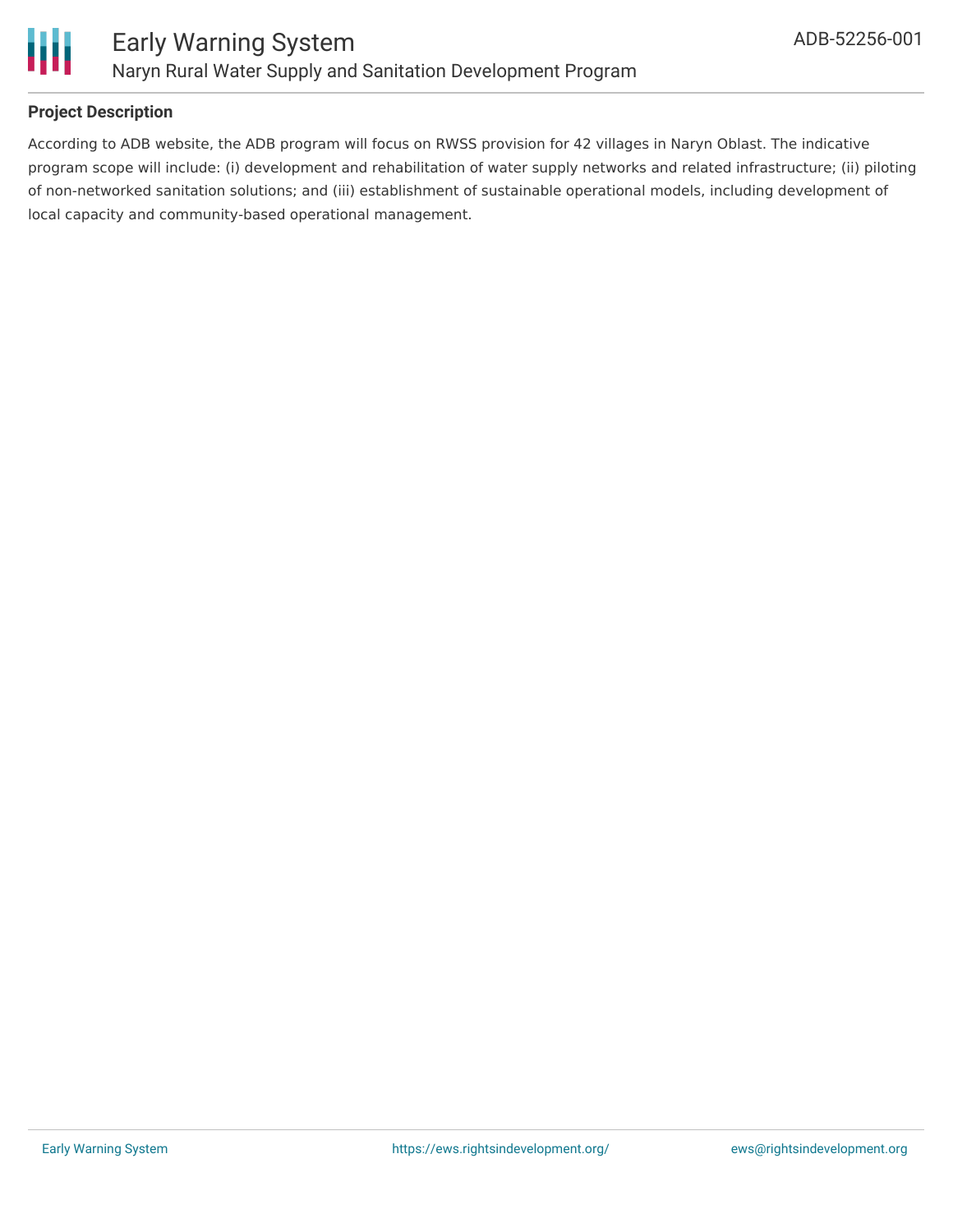**Project Description**

According to ADB website, the ADB program will focus on RWSS provision for 42 villages in Naryn Oblast. The indicative program scope will include: (i) development and rehabilitation of water supply networks and related infrastructure; (ii) piloting of non-networked sanitation solutions; and (iii) establishment of sustainable operational models, including development of local capacity and community-based operational management.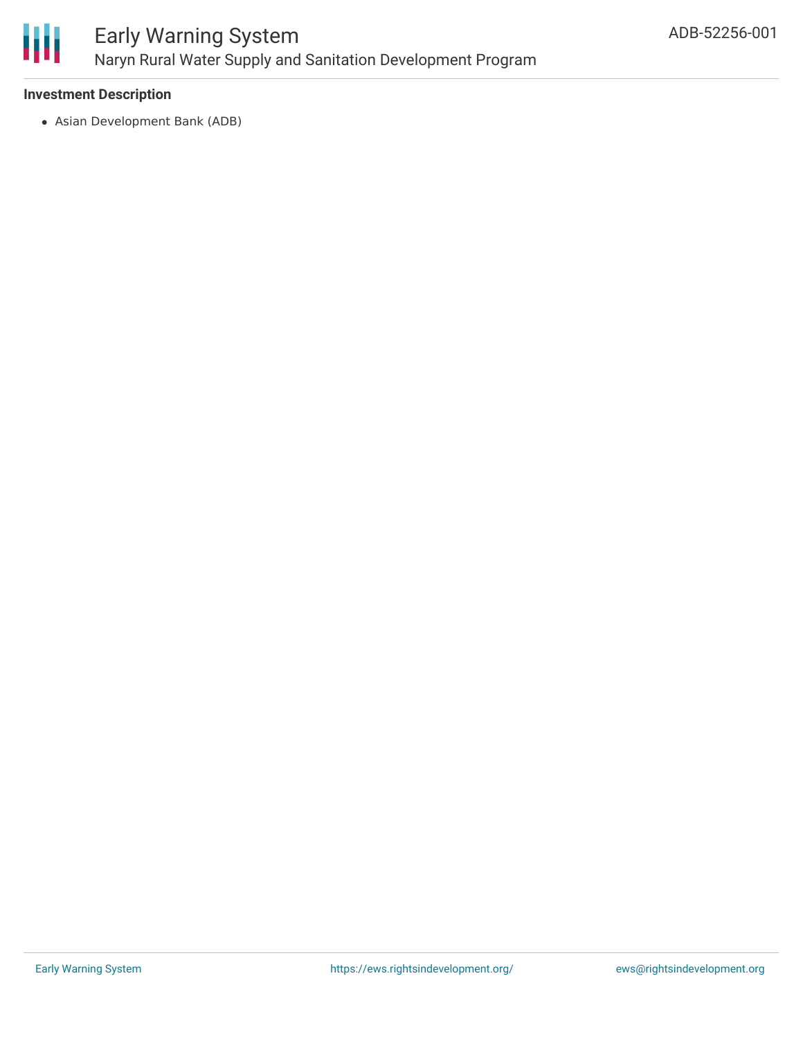**Investment Description**

- Asian Development Bank (ADB)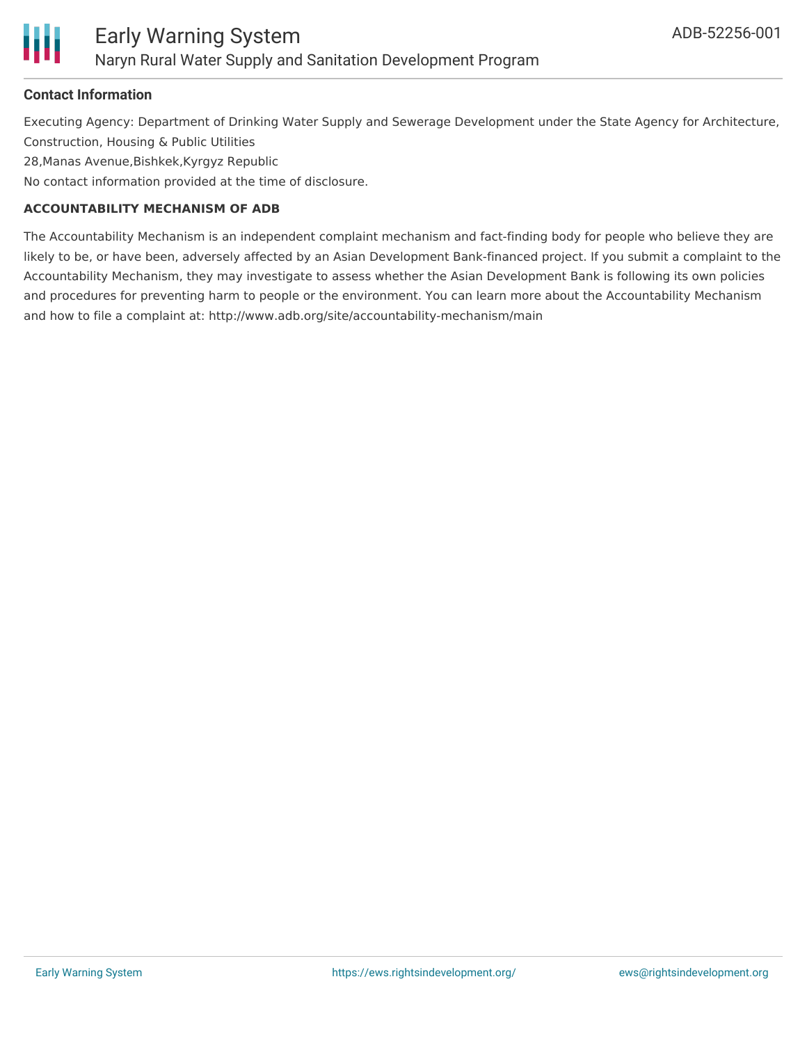**Contact Information**

Executing Agency: Department of Drinking Water Supply and Sewerage Development under the State Agency for Architecture, Construction, Housing & Public Utilities
28,Manas Avenue,Bishkek,Kyrgyz Republic
No contact information provided at the time of disclosure.

**ACCOUNTABILITY MECHANISM OF ADB**

The Accountability Mechanism is an independent complaint mechanism and fact-finding body for people who believe they are likely to be, or have been, adversely affected by an Asian Development Bank-financed project. If you submit a complaint to the Accountability Mechanism, they may investigate to assess whether the Asian Development Bank is following its own policies and procedures for preventing harm to people or the environment. You can learn more about the Accountability Mechanism and how to file a complaint at: http://www.adb.org/site/accountability-mechanism/main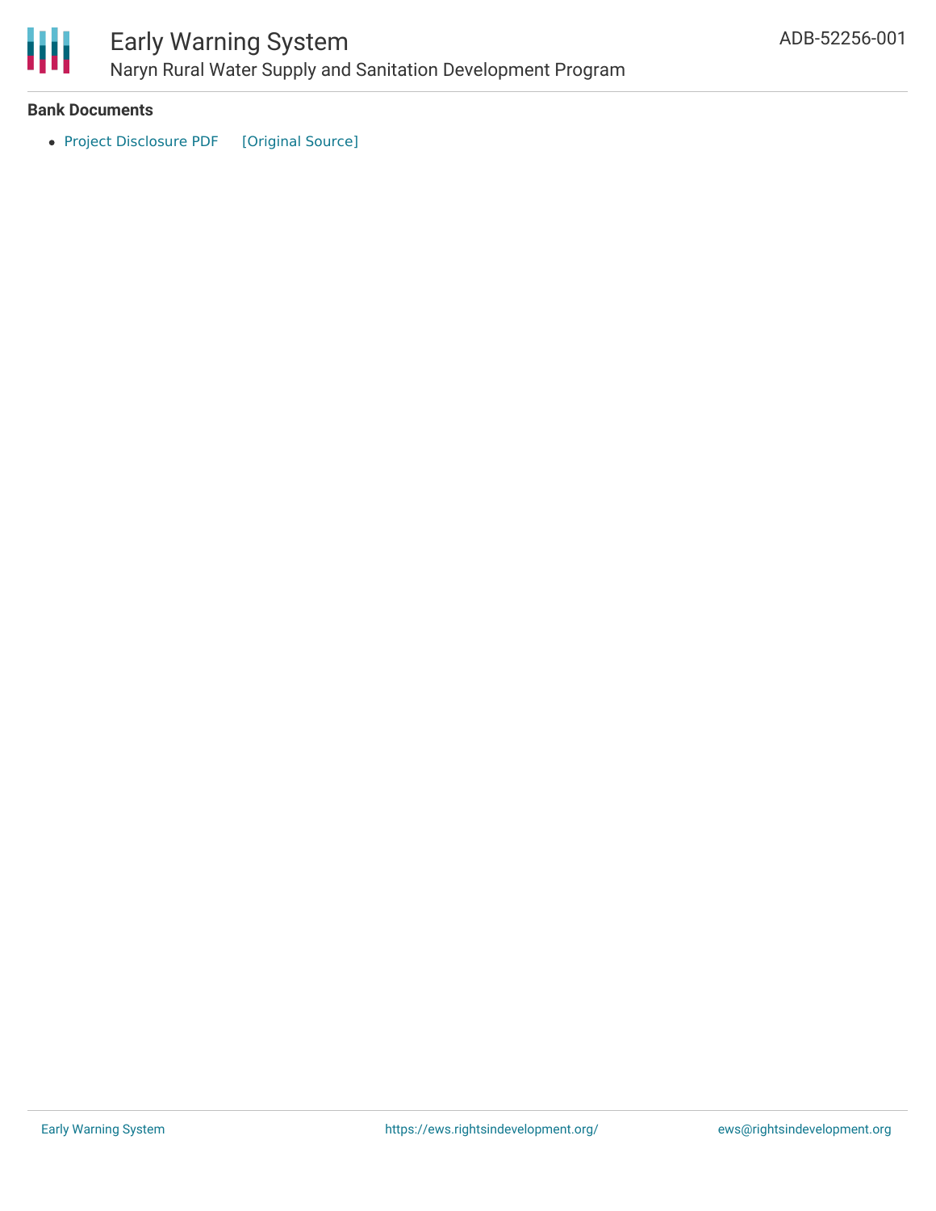**Bank Documents**

- Project Disclosure PDF [Original Source]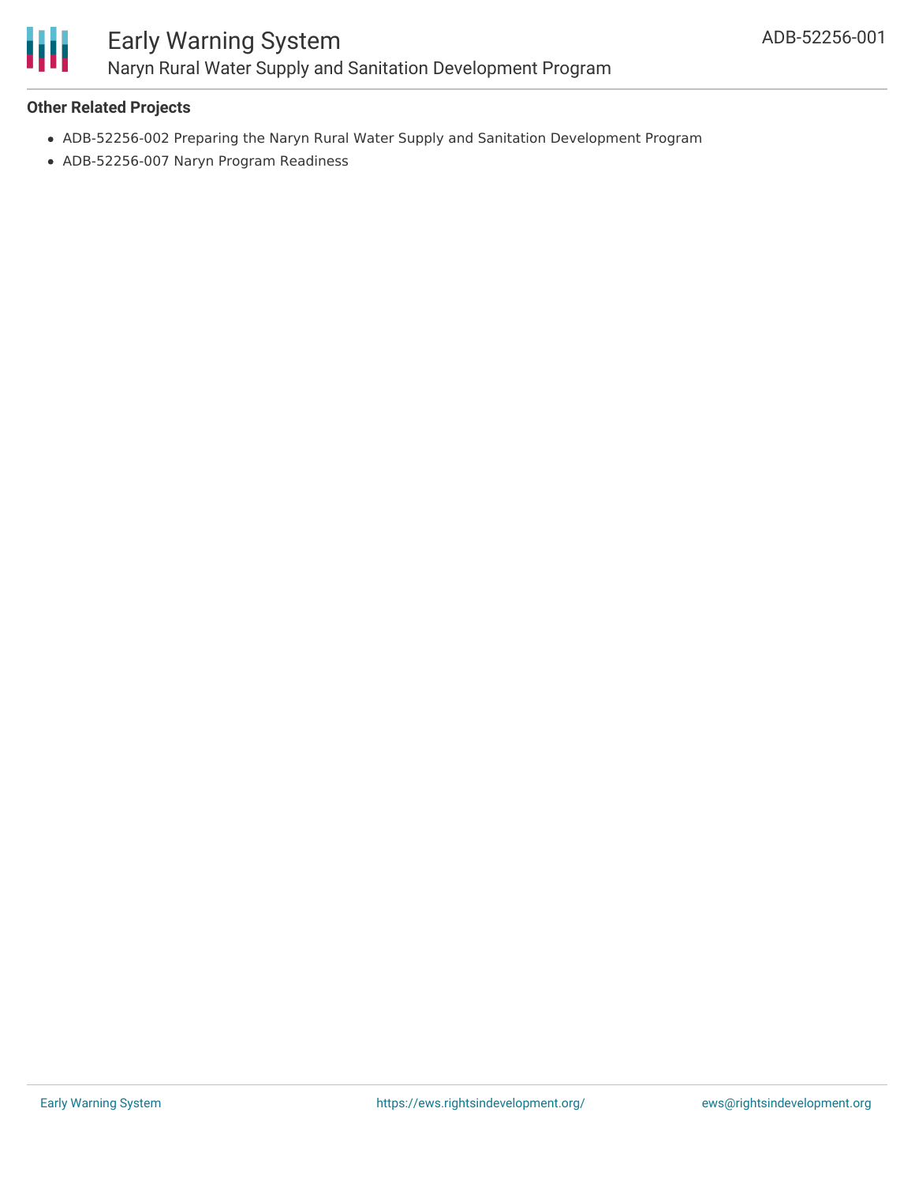**Other Related Projects**

- ADB-52256-002 Preparing the Naryn Rural Water Supply and Sanitation Development Program
- ADB-52256-007 Naryn Program Readiness